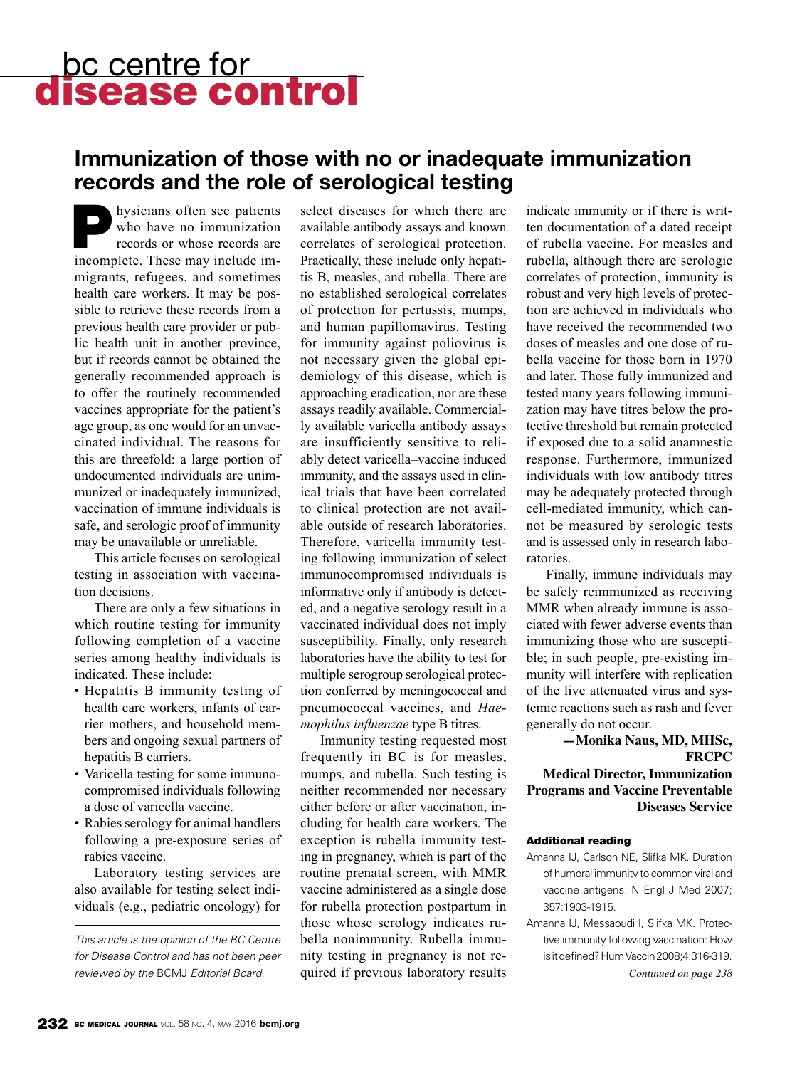# bc centre for disease control

## Immunization of those with no or inadequate immunization records and the role of serological testing

Physicians often see patients who have no immunization records or whose records are incomplete. These may include immigrants, refugees, and sometimes health care workers. It may be possible to retrieve these records from a previous health care provider or public health unit in another province, but if records cannot be obtained the generally recommended approach is to offer the routinely recommended vaccines appropriate for the patient's age group, as one would for an unvaccinated individual. The reasons for this are threefold: a large portion of undocumented individuals are unimmunized or inadequately immunized, vaccination of immune individuals is safe, and serologic proof of immunity may be unavailable or unreliable.

This article focuses on serological testing in association with vaccination decisions.

There are only a few situations in which routine testing for immunity following completion of a vaccine series among healthy individuals is indicated. These include:

- Hepatitis B immunity testing of health care workers, infants of carrier mothers, and household members and ongoing sexual partners of hepatitis B carriers.
- Varicella testing for some immunocompromised individuals following a dose of varicella vaccine.
- Rabies serology for animal handlers following a pre-exposure series of rabies vaccine.

Laboratory testing services are also available for testing select individuals (e.g., pediatric oncology) for select diseases for which there are available antibody assays and known correlates of serological protection. Practically, these include only hepatitis B, measles, and rubella. There are no established serological correlates of protection for pertussis, mumps, and human papillomavirus. Testing for immunity against poliovirus is not necessary given the global epidemiology of this disease, which is approaching eradication, nor are these assays readily available. Commercially available varicella antibody assays are insufficiently sensitive to reliably detect varicella–vaccine induced immunity, and the assays used in clinical trials that have been correlated to clinical protection are not available outside of research laboratories. Therefore, varicella immunity testing following immunization of select immunocompromised individuals is informative only if antibody is detected, and a negative serology result in a vaccinated individual does not imply susceptibility. Finally, only research laboratories have the ability to test for multiple serogroup serological protection conferred by meningococcal and pneumococcal vaccines, and *Haemophilus influenzae* type B titres.

Immunity testing requested most frequently in BC is for measles, mumps, and rubella. Such testing is neither recommended nor necessary either before or after vaccination, including for health care workers. The exception is rubella immunity testing in pregnancy, which is part of the routine prenatal screen, with MMR vaccine administered as a single dose for rubella protection postpartum in those whose serology indicates rubella nonimmunity. Rubella immunity testing in pregnancy is not required if previous laboratory results indicate immunity or if there is written documentation of a dated receipt of rubella vaccine. For measles and rubella, although there are serologic correlates of protection, immunity is robust and very high levels of protection are achieved in individuals who have received the recommended two doses of measles and one dose of rubella vaccine for those born in 1970 and later. Those fully immunized and tested many years following immunization may have titres below the protective threshold but remain protected if exposed due to a solid anamnestic response. Furthermore, immunized individuals with low antibody titres may be adequately protected through cell-mediated immunity, which cannot be measured by serologic tests and is assessed only in research laboratories.

Finally, immune individuals may be safely reimmunized as receiving MMR when already immune is associated with fewer adverse events than immunizing those who are susceptible; in such people, pre-existing immunity will interfere with replication of the live attenuated virus and systemic reactions such as rash and fever generally do not occur.

**—Monika Naus, MD, MHSc, FRCPC**
**Medical Director, Immunization Programs and Vaccine Preventable Diseases Service**

*This article is the opinion of the BC Centre for Disease Control and has not been peer reviewed by the* BCMJ *Editorial Board.*

#### Additional reading

Amanna IJ, Carlson NE, Slifka MK. Duration of humoral immunity to common viral and vaccine antigens. N Engl J Med 2007; 357:1903-1915.

Amanna IJ, Messaoudi I, Slifka MK. Protective immunity following vaccination: How is it defined? Hum Vaccin 2008;4:316-319.

*Continued on page 238*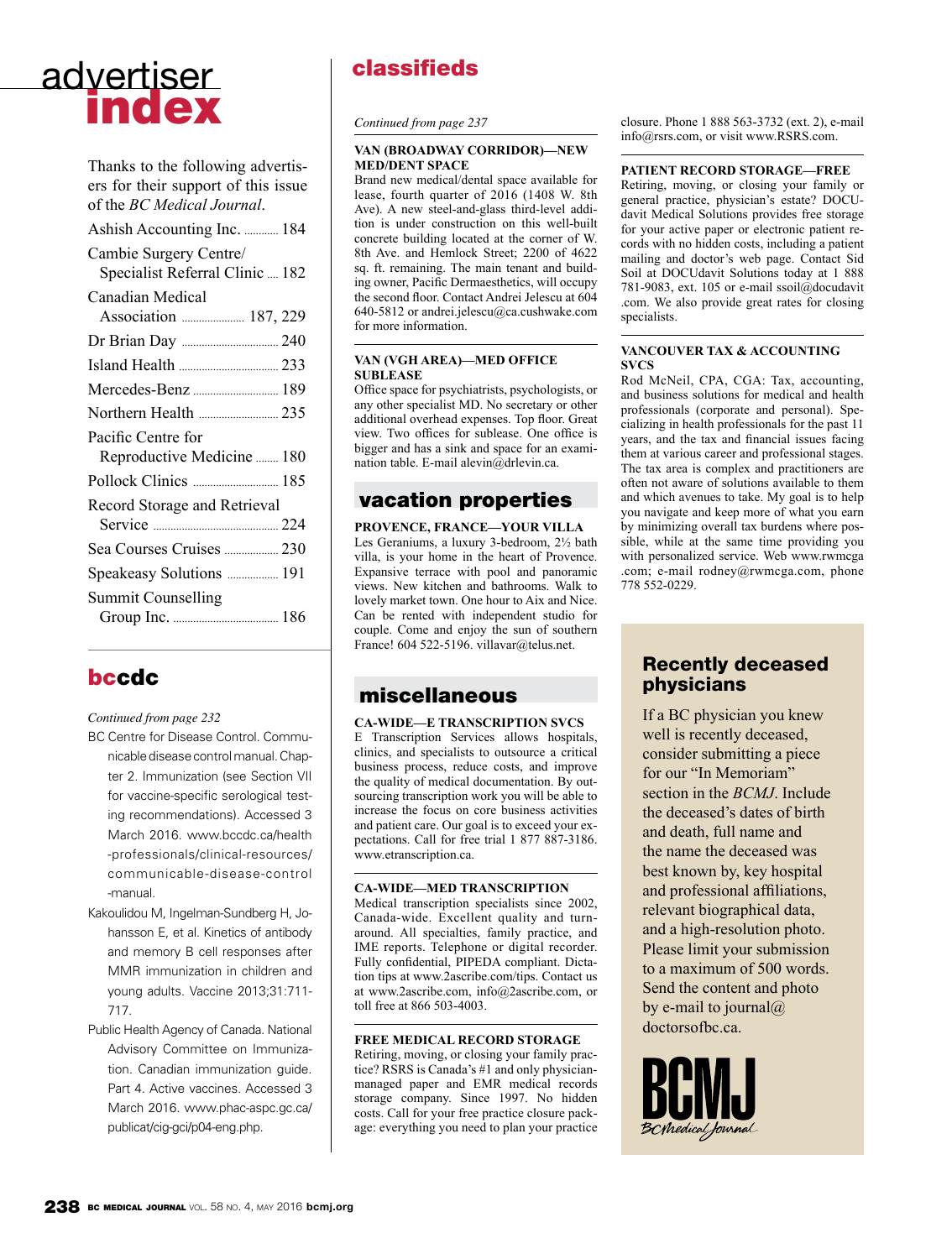# advertiser index

Thanks to the following advertisers for their support of this issue of the *BC Medical Journal*.

- Ashish Accounting Inc. .......... 184
- Cambie Surgery Centre/ Specialist Referral Clinic .... 182
- Canadian Medical Association .................. 187, 229
- Dr Brian Day .......................... 240
- Island Health .......................... 233
- Mercedes-Benz ....................... 189
- Northern Health ...................... 235
- Pacific Centre for Reproductive Medicine ....... 180
- Pollock Clinics ......................... 185
- Record Storage and Retrieval Service ................................ 224
- Sea Courses Cruises ................ 230
- Speakeasy Solutions ............... 191
- Summit Counselling Group Inc. ........................... 186

# bccdc

*Continued from page 232*

BC Centre for Disease Control. Communicable disease control manual. Chapter 2. Immunization (see Section VII for vaccine-specific serological testing recommendations). Accessed 3 March 2016. www.bccdc.ca/health-professionals/clinical-resources/communicable-disease-control-manual.

Kakoulidou M, Ingelman-Sundberg H, Johansson E, et al. Kinetics of antibody and memory B cell responses after MMR immunization in children and young adults. Vaccine 2013;31:711-717.

Public Health Agency of Canada. National Advisory Committee on Immunization. Canadian immunization guide. Part 4. Active vaccines. Accessed 3 March 2016. www.phac-aspc.gc.ca/publicat/cig-gci/p04-eng.php.

# classifieds

*Continued from page 237*

**VAN (BROADWAY CORRIDOR)—NEW MED/DENT SPACE**
Brand new medical/dental space available for lease, fourth quarter of 2016 (1408 W. 8th Ave). A new steel-and-glass third-level addition is under construction on this well-built concrete building located at the corner of W. 8th Ave. and Hemlock Street; 2200 of 4622 sq. ft. remaining. The main tenant and building owner, Pacific Dermaesthetics, will occupy the second floor. Contact Andrei Jelescu at 604 640-5812 or andrei.jelescu@ca.cushwake.com for more information.

**VAN (VGH AREA)—MED OFFICE SUBLEASE**
Office space for psychiatrists, psychologists, or any other specialist MD. No secretary or other additional overhead expenses. Top floor. Great view. Two offices for sublease. One office is bigger and has a sink and space for an examination table. E-mail alevin@drlevin.ca.

## vacation properties

**PROVENCE, FRANCE—YOUR VILLA**
Les Geraniums, a luxury 3-bedroom, 2½ bath villa, is your home in the heart of Provence. Expansive terrace with pool and panoramic views. New kitchen and bathrooms. Walk to lovely market town. One hour to Aix and Nice. Can be rented with independent studio for couple. Come and enjoy the sun of southern France! 604 522-5196. villavar@telus.net.

## miscellaneous

**CA-WIDE—E TRANSCRIPTION SVCS**
E Transcription Services allows hospitals, clinics, and specialists to outsource a critical business process, reduce costs, and improve the quality of medical documentation. By outsourcing transcription work you will be able to increase the focus on core business activities and patient care. Our goal is to exceed your expectations. Call for free trial 1 877 887-3186. www.etranscription.ca.

**CA-WIDE—MED TRANSCRIPTION**
Medical transcription specialists since 2002, Canada-wide. Excellent quality and turnaround. All specialties, family practice, and IME reports. Telephone or digital recorder. Fully confidential, PIPEDA compliant. Dictation tips at www.2ascribe.com/tips. Contact us at www.2ascribe.com, info@2ascribe.com, or toll free at 866 503-4003.

**FREE MEDICAL RECORD STORAGE**
Retiring, moving, or closing your family practice? RSRS is Canada's #1 and only physician-managed paper and EMR medical records storage company. Since 1997. No hidden costs. Call for your free practice closure package: everything you need to plan your practice closure. Phone 1 888 563-3732 (ext. 2), e-mail info@rsrs.com, or visit www.RSRS.com.

**PATIENT RECORD STORAGE—FREE**
Retiring, moving, or closing your family or general practice, physician's estate? DOCUdavit Medical Solutions provides free storage for your active paper or electronic patient records with no hidden costs, including a patient mailing and doctor's web page. Contact Sid Soil at DOCUdavit Solutions today at 1 888 781-9083, ext. 105 or e-mail ssoil@docudavit.com. We also provide great rates for closing specialists.

**VANCOUVER TAX & ACCOUNTING SVCS**
Rod McNeil, CPA, CGA: Tax, accounting, and business solutions for medical and health professionals (corporate and personal). Specializing in health professionals for the past 11 years, and the tax and financial issues facing them at various career and professional stages. The tax area is complex and practitioners are often not aware of solutions available to them and which avenues to take. My goal is to help you navigate and keep more of what you earn by minimizing overall tax burdens where possible, while at the same time providing you with personalized service. Web www.rwmcga.com; e-mail rodney@rwmcga.com, phone 778 552-0229.

## Recently deceased physicians

If a BC physician you knew well is recently deceased, consider submitting a piece for our "In Memoriam" section in the *BCMJ*. Include the deceased's dates of birth and death, full name and the name the deceased was best known by, key hospital and professional affiliations, relevant biographical data, and a high-resolution photo. Please limit your submission to a maximum of 500 words. Send the content and photo by e-mail to journal@doctorsofbc.ca.

BCMJ
BC Medical Journal